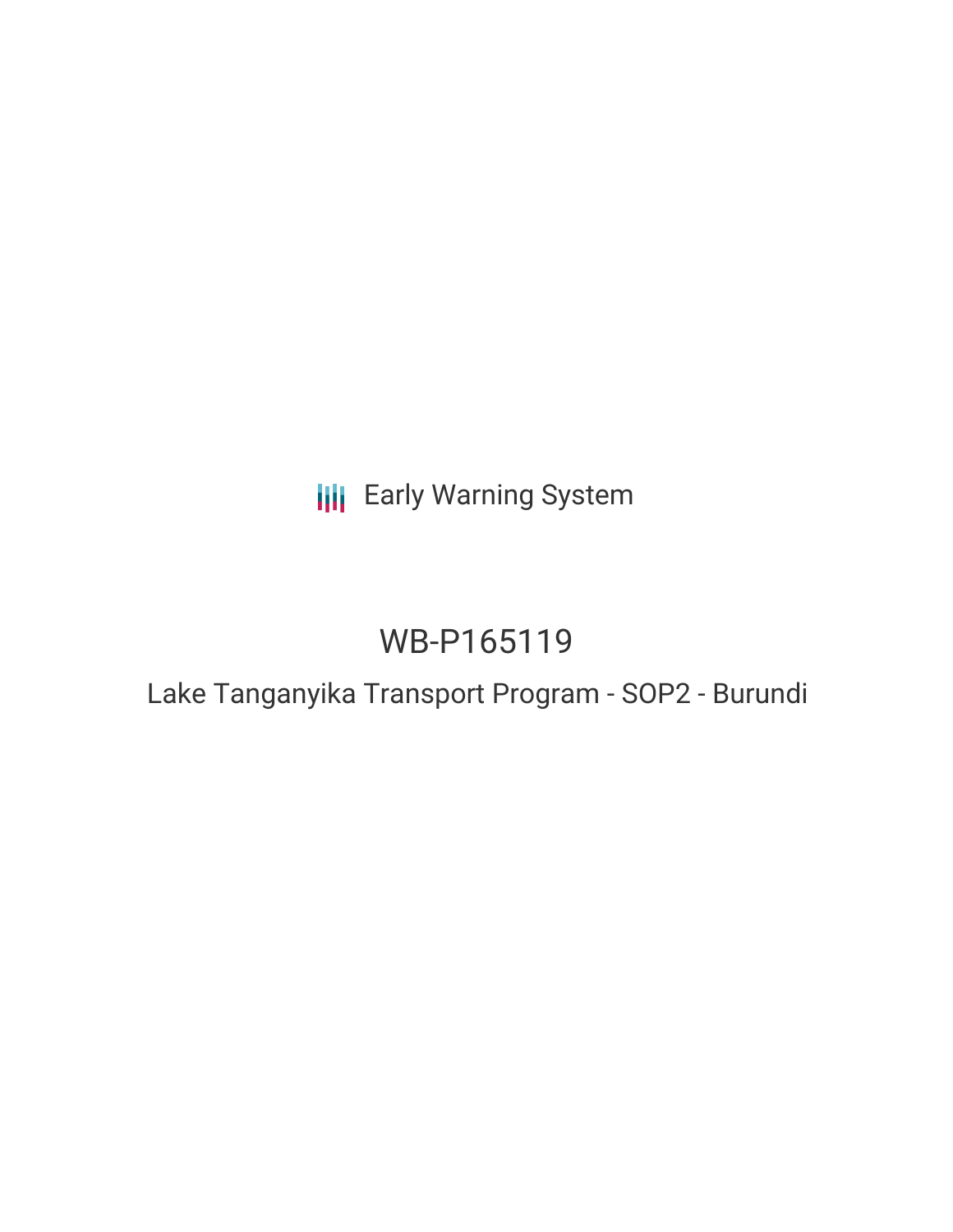Early Warning System

# WB-P165119

## Lake Tanganyika Transport Program - SOP2 - Burundi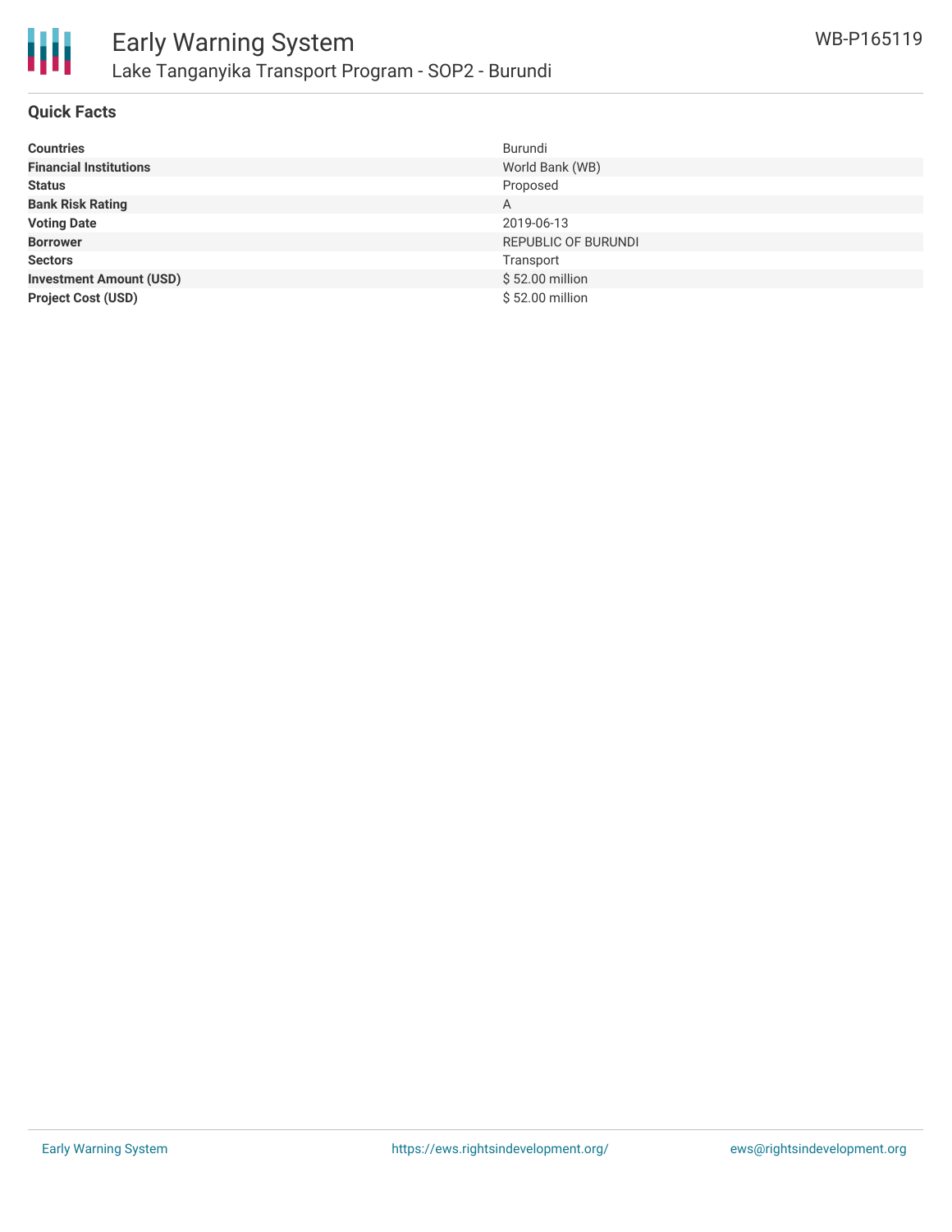# Early Warning System

## Lake Tanganyika Transport Program - SOP2 - Burundi

WB-P165119

### Quick Facts

| | |
|---|---|
| **Countries** | Burundi |
| **Financial Institutions** | World Bank (WB) |
| **Status** | Proposed |
| **Bank Risk Rating** | A |
| **Voting Date** | 2019-06-13 |
| **Borrower** | REPUBLIC OF BURUNDI |
| **Sectors** | Transport |
| **Investment Amount (USD)** | $ 52.00 million |
| **Project Cost (USD)** | $ 52.00 million |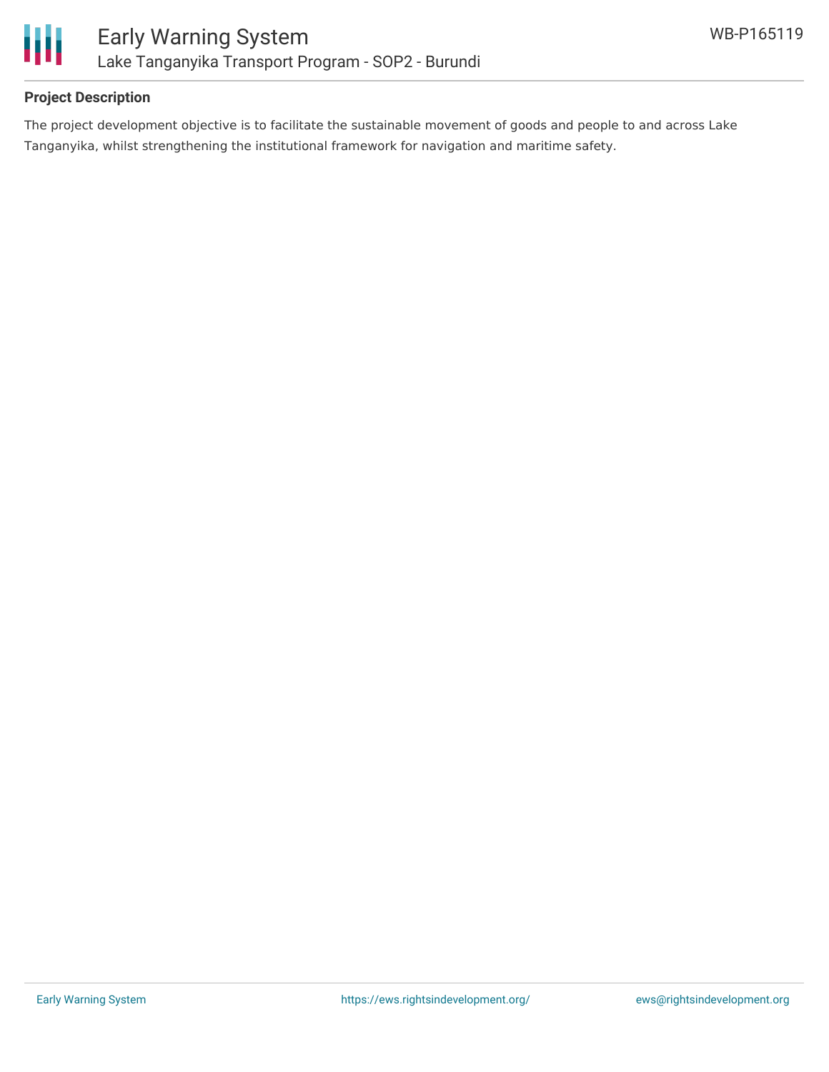## Project Description

The project development objective is to facilitate the sustainable movement of goods and people to and across Lake Tanganyika, whilst strengthening the institutional framework for navigation and maritime safety.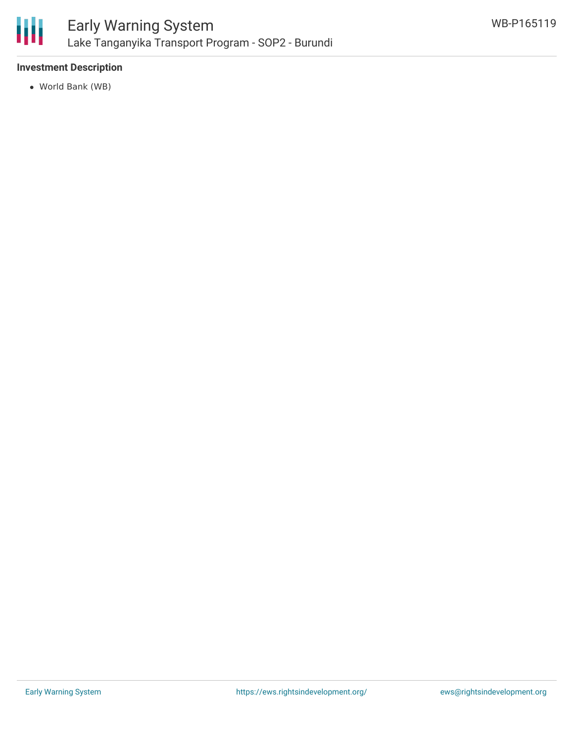**Investment Description**

- World Bank (WB)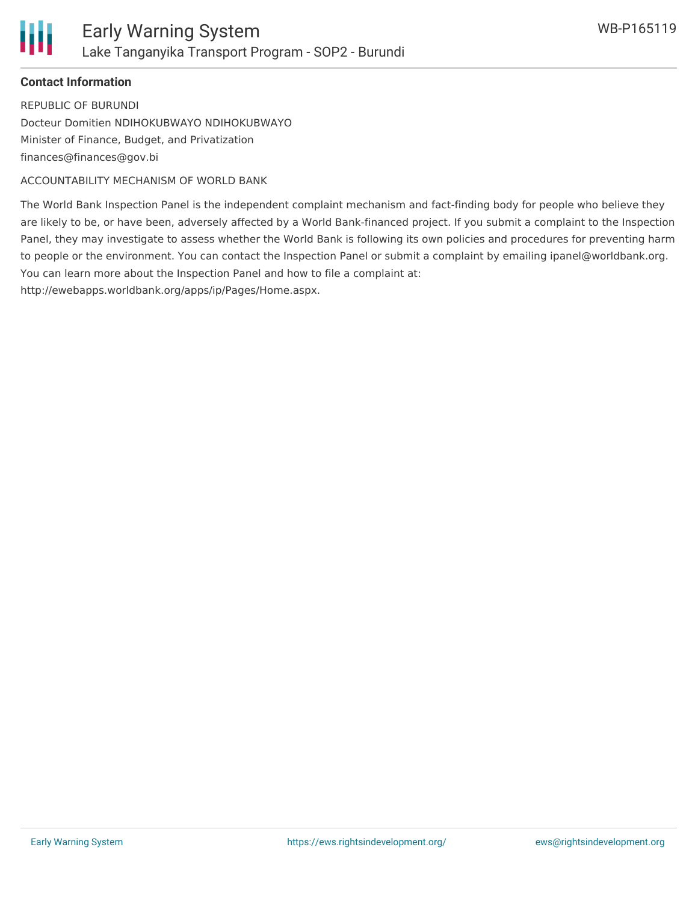## Contact Information

REPUBLIC OF BURUNDI
Docteur Domitien NDIHOKUBWAYO NDIHOKUBWAYO
Minister of Finance, Budget, and Privatization
finances@finances@gov.bi

ACCOUNTABILITY MECHANISM OF WORLD BANK

The World Bank Inspection Panel is the independent complaint mechanism and fact-finding body for people who believe they are likely to be, or have been, adversely affected by a World Bank-financed project. If you submit a complaint to the Inspection Panel, they may investigate to assess whether the World Bank is following its own policies and procedures for preventing harm to people or the environment. You can contact the Inspection Panel or submit a complaint by emailing ipanel@worldbank.org. You can learn more about the Inspection Panel and how to file a complaint at: http://ewebapps.worldbank.org/apps/ip/Pages/Home.aspx.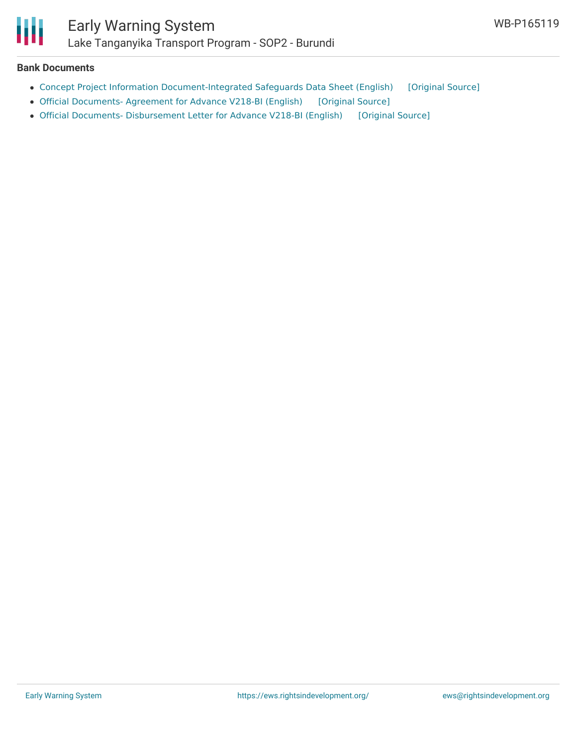**Bank Documents**

- Concept Project Information Document-Integrated Safeguards Data Sheet (English) [Original Source]
- Official Documents- Agreement for Advance V218-BI (English) [Original Source]
- Official Documents- Disbursement Letter for Advance V218-BI (English) [Original Source]